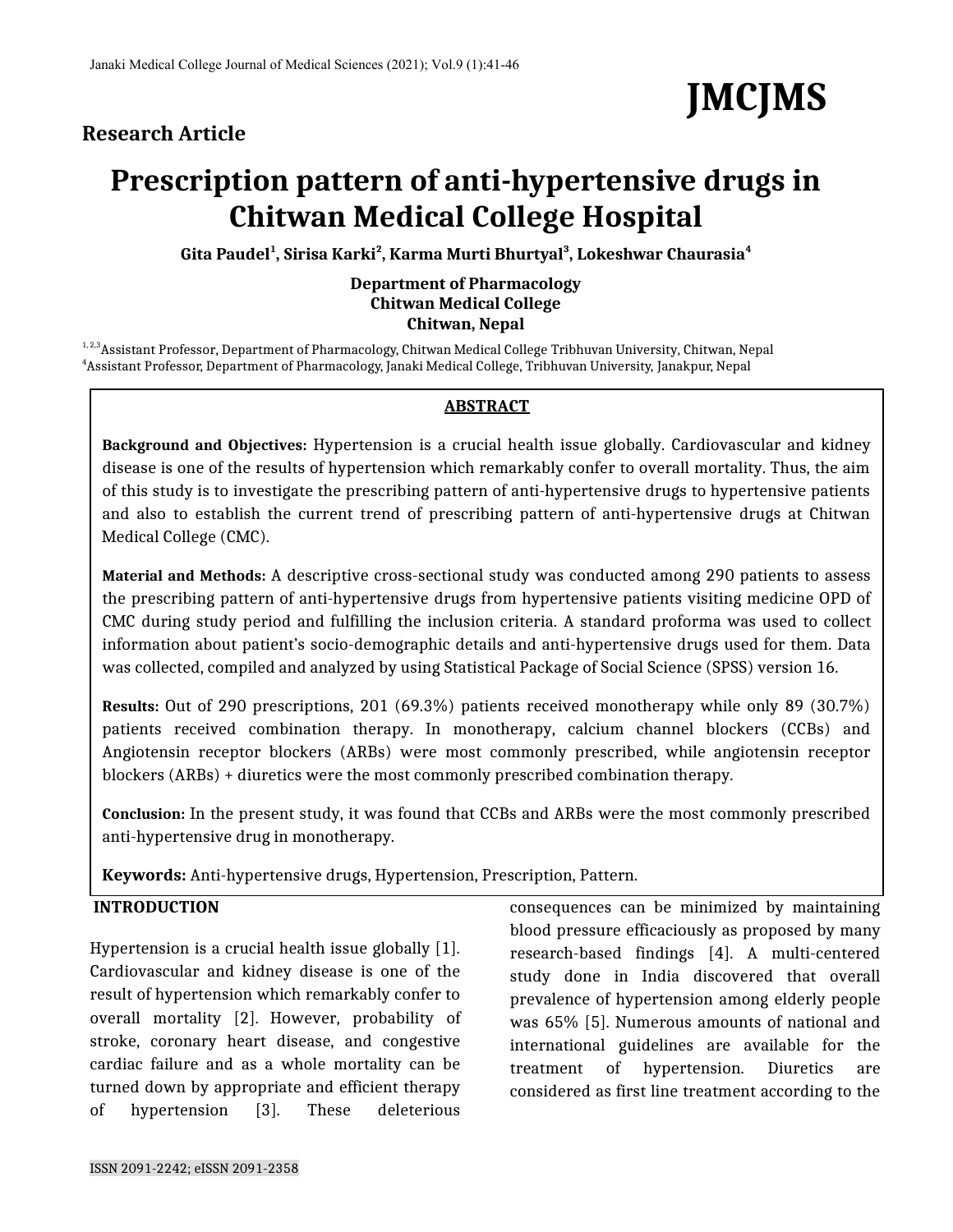**Research Article**

# Prescription pattern of anti-hypertensive drugs in Chitwan Medical College Hospital

**Gita Paudel[1], Sirisa Karki[2], Karma Murti Bhurtyal[3], Lokeshwar Chaurasia[4]**

**Department of Pharmacology**
**Chitwan Medical College**
**Chitwan, Nepal**

[1, 2,3]Assistant Professor, Department of Pharmacology, Chitwan Medical College Tribhuvan University, Chitwan, Nepal
[4]Assistant Professor, Department of Pharmacology, Janaki Medical College, Tribhuvan University, Janakpur, Nepal

## ABSTRACT

**Background and Objectives:** Hypertension is a crucial health issue globally. Cardiovascular and kidney disease is one of the results of hypertension which remarkably confer to overall mortality. Thus, the aim of this study is to investigate the prescribing pattern of anti-hypertensive drugs to hypertensive patients and also to establish the current trend of prescribing pattern of anti-hypertensive drugs at Chitwan Medical College (CMC).

**Material and Methods:** A descriptive cross-sectional study was conducted among 290 patients to assess the prescribing pattern of anti-hypertensive drugs from hypertensive patients visiting medicine OPD of CMC during study period and fulfilling the inclusion criteria. A standard proforma was used to collect information about patient's socio-demographic details and anti-hypertensive drugs used for them. Data was collected, compiled and analyzed by using Statistical Package of Social Science (SPSS) version 16.

**Results:** Out of 290 prescriptions, 201 (69.3%) patients received monotherapy while only 89 (30.7%) patients received combination therapy. In monotherapy, calcium channel blockers (CCBs) and Angiotensin receptor blockers (ARBs) were most commonly prescribed, while angiotensin receptor blockers (ARBs) + diuretics were the most commonly prescribed combination therapy.

**Conclusion:** In the present study, it was found that CCBs and ARBs were the most commonly prescribed anti-hypertensive drug in monotherapy.

**Keywords:** Anti-hypertensive drugs, Hypertension, Prescription, Pattern.

## INTRODUCTION

Hypertension is a crucial health issue globally [1]. Cardiovascular and kidney disease is one of the result of hypertension which remarkably confer to overall mortality [2]. However, probability of stroke, coronary heart disease, and congestive cardiac failure and as a whole mortality can be turned down by appropriate and efficient therapy of hypertension [3]. These deleterious consequences can be minimized by maintaining blood pressure efficaciously as proposed by many research-based findings [4]. A multi-centered study done in India discovered that overall prevalence of hypertension among elderly people was 65% [5]. Numerous amounts of national and international guidelines are available for the treatment of hypertension. Diuretics are considered as first line treatment according to the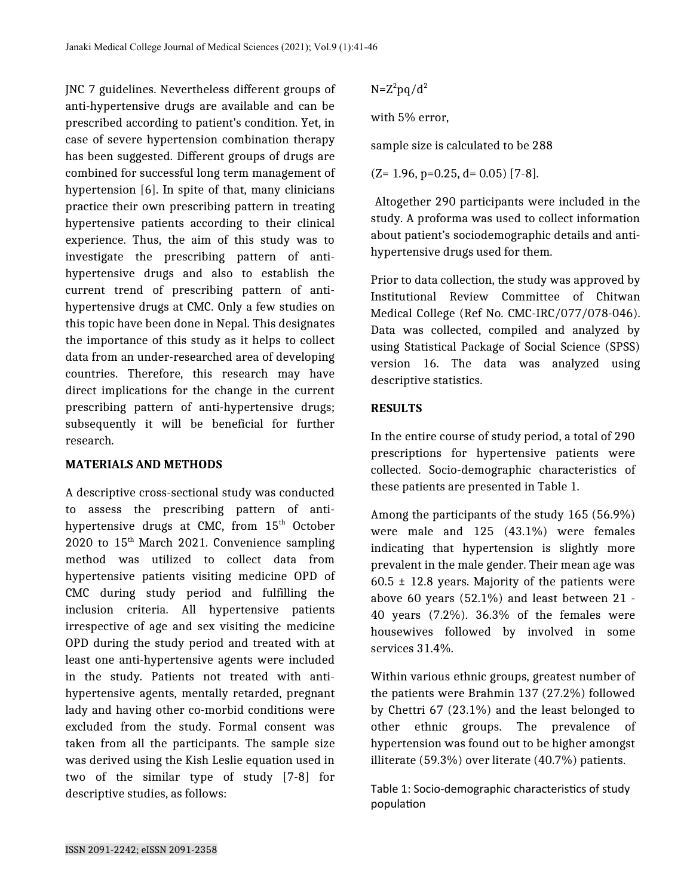JNC 7 guidelines. Nevertheless different groups of anti-hypertensive drugs are available and can be prescribed according to patient's condition. Yet, in case of severe hypertension combination therapy has been suggested. Different groups of drugs are combined for successful long term management of hypertension [6]. In spite of that, many clinicians practice their own prescribing pattern in treating hypertensive patients according to their clinical experience. Thus, the aim of this study was to investigate the prescribing pattern of anti-hypertensive drugs and also to establish the current trend of prescribing pattern of anti-hypertensive drugs at CMC. Only a few studies on this topic have been done in Nepal. This designates the importance of this study as it helps to collect data from an under-researched area of developing countries. Therefore, this research may have direct implications for the change in the current prescribing pattern of anti-hypertensive drugs; subsequently it will be beneficial for further research.

## MATERIALS AND METHODS

A descriptive cross-sectional study was conducted to assess the prescribing pattern of anti-hypertensive drugs at CMC, from 15th October 2020 to 15th March 2021. Convenience sampling method was utilized to collect data from hypertensive patients visiting medicine OPD of CMC during study period and fulfilling the inclusion criteria. All hypertensive patients irrespective of age and sex visiting the medicine OPD during the study period and treated with at least one anti-hypertensive agents were included in the study. Patients not treated with anti-hypertensive agents, mentally retarded, pregnant lady and having other co-morbid conditions were excluded from the study. Formal consent was taken from all the participants. The sample size was derived using the Kish Leslie equation used in two of the similar type of study [7-8] for descriptive studies, as follows:

$N=Z^2pq/d^2$

with 5% error,

sample size is calculated to be 288

($Z= 1.96$, $p=0.25$, $d= 0.05$) [7-8].

Altogether 290 participants were included in the study. A proforma was used to collect information about patient's sociodemographic details and anti-hypertensive drugs used for them.

Prior to data collection, the study was approved by Institutional Review Committee of Chitwan Medical College (Ref No. CMC-IRC/077/078-046). Data was collected, compiled and analyzed by using Statistical Package of Social Science (SPSS) version 16. The data was analyzed using descriptive statistics.

## RESULTS

In the entire course of study period, a total of 290 prescriptions for hypertensive patients were collected. Socio-demographic characteristics of these patients are presented in Table 1.

Among the participants of the study 165 (56.9%) were male and 125 (43.1%) were females indicating that hypertension is slightly more prevalent in the male gender. Their mean age was 60.5 ± 12.8 years. Majority of the patients were above 60 years (52.1%) and least between 21 - 40 years (7.2%). 36.3% of the females were housewives followed by involved in some services 31.4%.

Within various ethnic groups, greatest number of the patients were Brahmin 137 (27.2%) followed by Chettri 67 (23.1%) and the least belonged to other ethnic groups. The prevalence of hypertension was found out to be higher amongst illiterate (59.3%) over literate (40.7%) patients.

Table 1: Socio-demographic characteristics of study population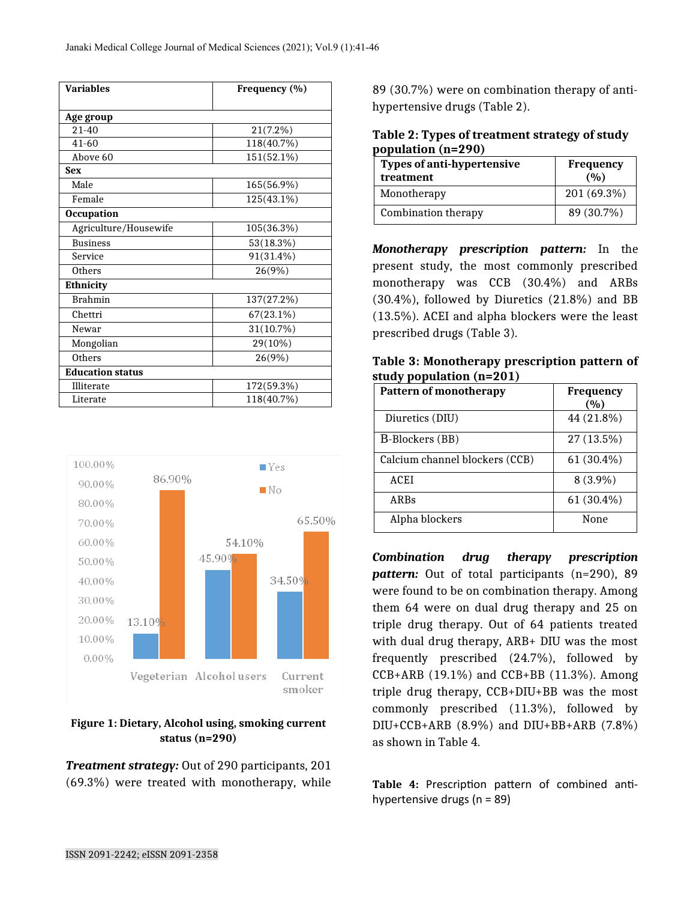| Variables | Frequency (%) |
|---|---|
| **Age group** | |
| 21-40 | 21(7.2%) |
| 41-60 | 118(40.7%) |
| Above 60 | 151(52.1%) |
| **Sex** | |
| Male | 165(56.9%) |
| Female | 125(43.1%) |
| **Occupation** | |
| Agriculture/Housewife | 105(36.3%) |
| Business | 53(18.3%) |
| Service | 91(31.4%) |
| Others | 26(9%) |
| **Ethnicity** | |
| Brahmin | 137(27.2%) |
| Chettri | 67(23.1%) |
| Newar | 31(10.7%) |
| Mongolian | 29(10%) |
| Others | 26(9%) |
| **Education status** | |
| Illiterate | 172(59.3%) |
| Literate | 118(40.7%) |

| | Vegeterian | Alcohol users | Current smoker |
|---|---|---|---|
| Yes | 13.10% | 45.90% | 34.50% |
| No | 86.90% | 54.10% | 65.50% |

**Figure 1: Dietary, Alcohol using, smoking current status (n=290)**

***Treatment strategy:*** Out of 290 participants, 201 (69.3%) were treated with monotherapy, while 89 (30.7%) were on combination therapy of anti-hypertensive drugs (Table 2).

**Table 2: Types of treatment strategy of study population (n=290)**

| Types of anti-hypertensive treatment | Frequency (%) |
|---|---|
| Monotherapy | 201 (69.3%) |
| Combination therapy | 89 (30.7%) |

***Monotherapy prescription pattern:*** In the present study, the most commonly prescribed monotherapy was CCB (30.4%) and ARBs (30.4%), followed by Diuretics (21.8%) and BB (13.5%). ACEI and alpha blockers were the least prescribed drugs (Table 3).

**Table 3: Monotherapy prescription pattern of study population (n=201)**

| Pattern of monotherapy | Frequency (%) |
|---|---|
| Diuretics (DIU) | 44 (21.8%) |
| B-Blockers (BB) | 27 (13.5%) |
| Calcium channel blockers (CCB) | 61 (30.4%) |
| ACEI | 8 (3.9%) |
| ARBs | 61 (30.4%) |
| Alpha blockers | None |

***Combination drug therapy prescription pattern:*** Out of total participants (n=290), 89 were found to be on combination therapy. Among them 64 were on dual drug therapy and 25 on triple drug therapy. Out of 64 patients treated with dual drug therapy, ARB+ DIU was the most frequently prescribed (24.7%), followed by CCB+ARB (19.1%) and CCB+BB (11.3%). Among triple drug therapy, CCB+DIU+BB was the most commonly prescribed (11.3%), followed by DIU+CCB+ARB (8.9%) and DIU+BB+ARB (7.8%) as shown in Table 4.

**Table 4:** Prescription pattern of combined anti-hypertensive drugs (n = 89)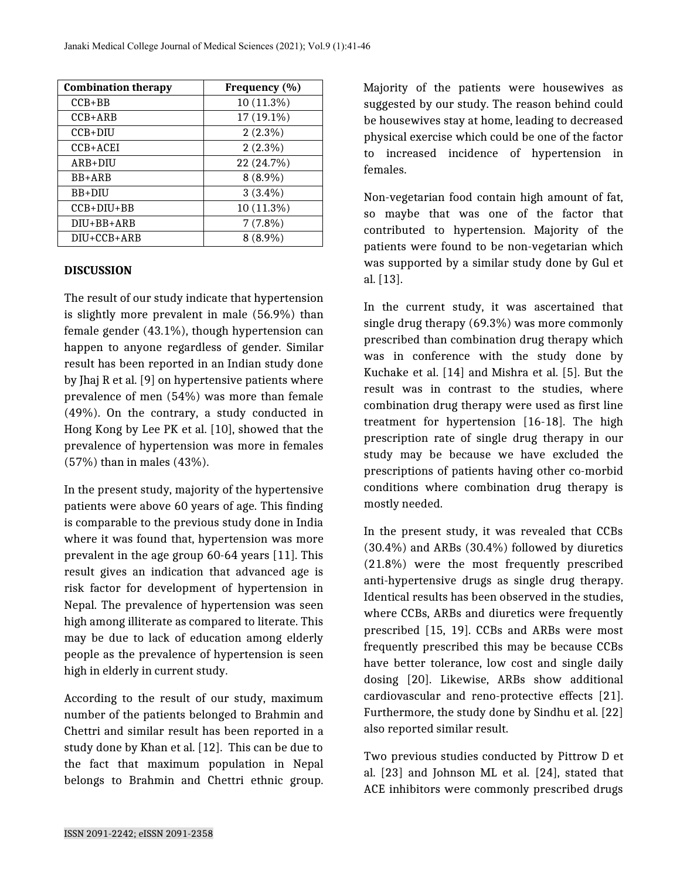| Combination therapy | Frequency (%) |
|---|---|
| CCB+BB | 10 (11.3%) |
| CCB+ARB | 17 (19.1%) |
| CCB+DIU | 2 (2.3%) |
| CCB+ACEI | 2 (2.3%) |
| ARB+DIU | 22 (24.7%) |
| BB+ARB | 8 (8.9%) |
| BB+DIU | 3 (3.4%) |
| CCB+DIU+BB | 10 (11.3%) |
| DIU+BB+ARB | 7 (7.8%) |
| DIU+CCB+ARB | 8 (8.9%) |

## DISCUSSION

The result of our study indicate that hypertension is slightly more prevalent in male (56.9%) than female gender (43.1%), though hypertension can happen to anyone regardless of gender. Similar result has been reported in an Indian study done by Jhaj R et al. [9] on hypertensive patients where prevalence of men (54%) was more than female (49%). On the contrary, a study conducted in Hong Kong by Lee PK et al. [10], showed that the prevalence of hypertension was more in females (57%) than in males (43%).

In the present study, majority of the hypertensive patients were above 60 years of age. This finding is comparable to the previous study done in India where it was found that, hypertension was more prevalent in the age group 60-64 years [11]. This result gives an indication that advanced age is risk factor for development of hypertension in Nepal. The prevalence of hypertension was seen high among illiterate as compared to literate. This may be due to lack of education among elderly people as the prevalence of hypertension is seen high in elderly in current study.

According to the result of our study, maximum number of the patients belonged to Brahmin and Chettri and similar result has been reported in a study done by Khan et al. [12]. This can be due to the fact that maximum population in Nepal belongs to Brahmin and Chettri ethnic group. Majority of the patients were housewives as suggested by our study. The reason behind could be housewives stay at home, leading to decreased physical exercise which could be one of the factor to increased incidence of hypertension in females.

Non-vegetarian food contain high amount of fat, so maybe that was one of the factor that contributed to hypertension. Majority of the patients were found to be non-vegetarian which was supported by a similar study done by Gul et al. [13].

In the current study, it was ascertained that single drug therapy (69.3%) was more commonly prescribed than combination drug therapy which was in conference with the study done by Kuchake et al. [14] and Mishra et al. [5]. But the result was in contrast to the studies, where combination drug therapy were used as first line treatment for hypertension [16-18]. The high prescription rate of single drug therapy in our study may be because we have excluded the prescriptions of patients having other co-morbid conditions where combination drug therapy is mostly needed.

In the present study, it was revealed that CCBs (30.4%) and ARBs (30.4%) followed by diuretics (21.8%) were the most frequently prescribed anti-hypertensive drugs as single drug therapy. Identical results has been observed in the studies, where CCBs, ARBs and diuretics were frequently prescribed [15, 19]. CCBs and ARBs were most frequently prescribed this may be because CCBs have better tolerance, low cost and single daily dosing [20]. Likewise, ARBs show additional cardiovascular and reno-protective effects [21]. Furthermore, the study done by Sindhu et al. [22] also reported similar result.

Two previous studies conducted by Pittrow D et al. [23] and Johnson ML et al. [24], stated that ACE inhibitors were commonly prescribed drugs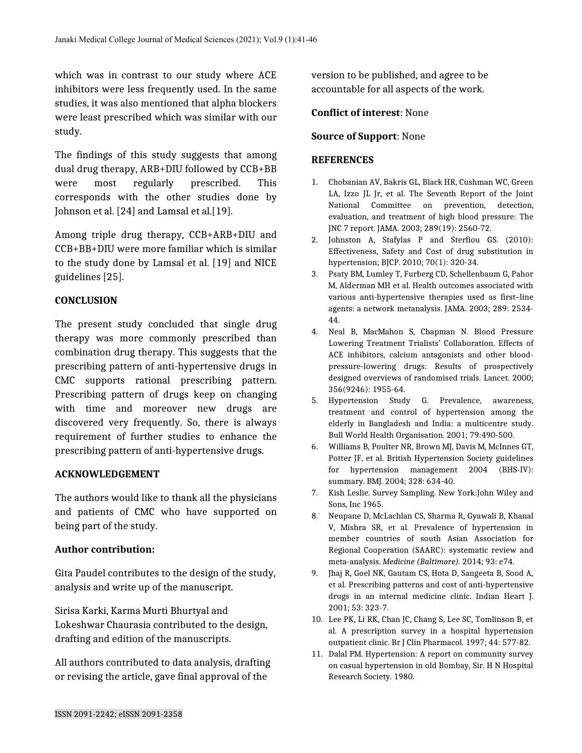which was in contrast to our study where ACE inhibitors were less frequently used. In the same studies, it was also mentioned that alpha blockers were least prescribed which was similar with our study.

The findings of this study suggests that among dual drug therapy, ARB+DIU followed by CCB+BB were most regularly prescribed. This corresponds with the other studies done by Johnson et al. [24] and Lamsal et al.[19].

Among triple drug therapy, CCB+ARB+DIU and CCB+BB+DIU were more familiar which is similar to the study done by Lamsal et al. [19] and NICE guidelines [25].

## CONCLUSION

The present study concluded that single drug therapy was more commonly prescribed than combination drug therapy. This suggests that the prescribing pattern of anti-hypertensive drugs in CMC supports rational prescribing pattern. Prescribing pattern of drugs keep on changing with time and moreover new drugs are discovered very frequently. So, there is always requirement of further studies to enhance the prescribing pattern of anti-hypertensive drugs.

## ACKNOWLEDGEMENT

The authors would like to thank all the physicians and patients of CMC who have supported on being part of the study.

**Author contribution:**

Gita Paudel contributes to the design of the study, analysis and write up of the manuscript.

Sirisa Karki, Karma Murti Bhurtyal and Lokeshwar Chaurasia contributed to the design, drafting and edition of the manuscripts.

All authors contributed to data analysis, drafting or revising the article, gave final approval of the version to be published, and agree to be accountable for all aspects of the work.

**Conflict of interest**: None

**Source of Support**: None

## REFERENCES

1. Chobanian AV, Bakris GL, Black HR, Cushman WC, Green LA, Izzo JL Jr, et al. The Seventh Report of the Joint National Committee on prevention, detection, evaluation, and treatment of high blood pressure: The JNC 7 report. JAMA. 2003; 289(19): 2560-72.
2. Johnston A, Stafylas P and Sterfiou GS. (2010): Effectiveness, Safety and Cost of drug substitution in hypertension; BJCP. 2010; 70(1): 320-34.
3. Psaty BM, Lumley T, Furberg CD, Schellenbaum G, Pahor M, Alderman MH et al. Health outcomes associated with various anti-hypertensive therapies used as first–line agents: a network metanalysis. JAMA. 2003; 289: 2534-44.
4. Neal B, MacMahon S, Chapman N. Blood Pressure Lowering Treatment Trialists' Collaboration. Effects of ACE inhibitors, calcium antagonists and other blood-pressure-lowering drugs: Results of prospectively designed overviews of randomised trials. Lancet. 2000; 356(9246): 1955-64.
5. Hypertension Study G. Prevalence, awareness, treatment and control of hypertension among the elderly in Bangladesh and India: a multicentre study. Bull World Health Organisation. 2001; 79:490-500.
6. Williams B, Poulter NR, Brown MJ, Davis M, McInnes GT, Potter JF, et al. British Hypertension Society guidelines for hypertension management 2004 (BHS-IV): summary. BMJ. 2004; 328: 634-40.
7. Kish Leslie. Survey Sampling. New York:John Wiley and Sons, Inc 1965.
8. Neupane D, McLachlan CS, Sharma R, Gyawali B, Khanal V, Mishra SR, et al. Prevalence of hypertension in member countries of south Asian Association for Regional Cooperation (SAARC): systematic review and meta-analysis. *Medicine (Baltimore).* 2014; 93: e74.
9. Jhaj R, Goel NK, Gautam CS, Hota D, Sangeeta B, Sood A, et al. Prescribing patterns and cost of anti-hypertensive drugs in an internal medicine clinic. Indian Heart J. 2001; 53: 323-7.
10. Lee PK, Li RK, Chan JC, Chang S, Lee SC, Tomlinson B, et al. A prescription survey in a hospital hypertension outpatient clinic. Br J Clin Pharmacol. 1997; 44: 577-82.
11. Dalal PM. Hypertension: A report on community survey on casual hypertension in old Bombay, Sir. H N Hospital Research Society. 1980.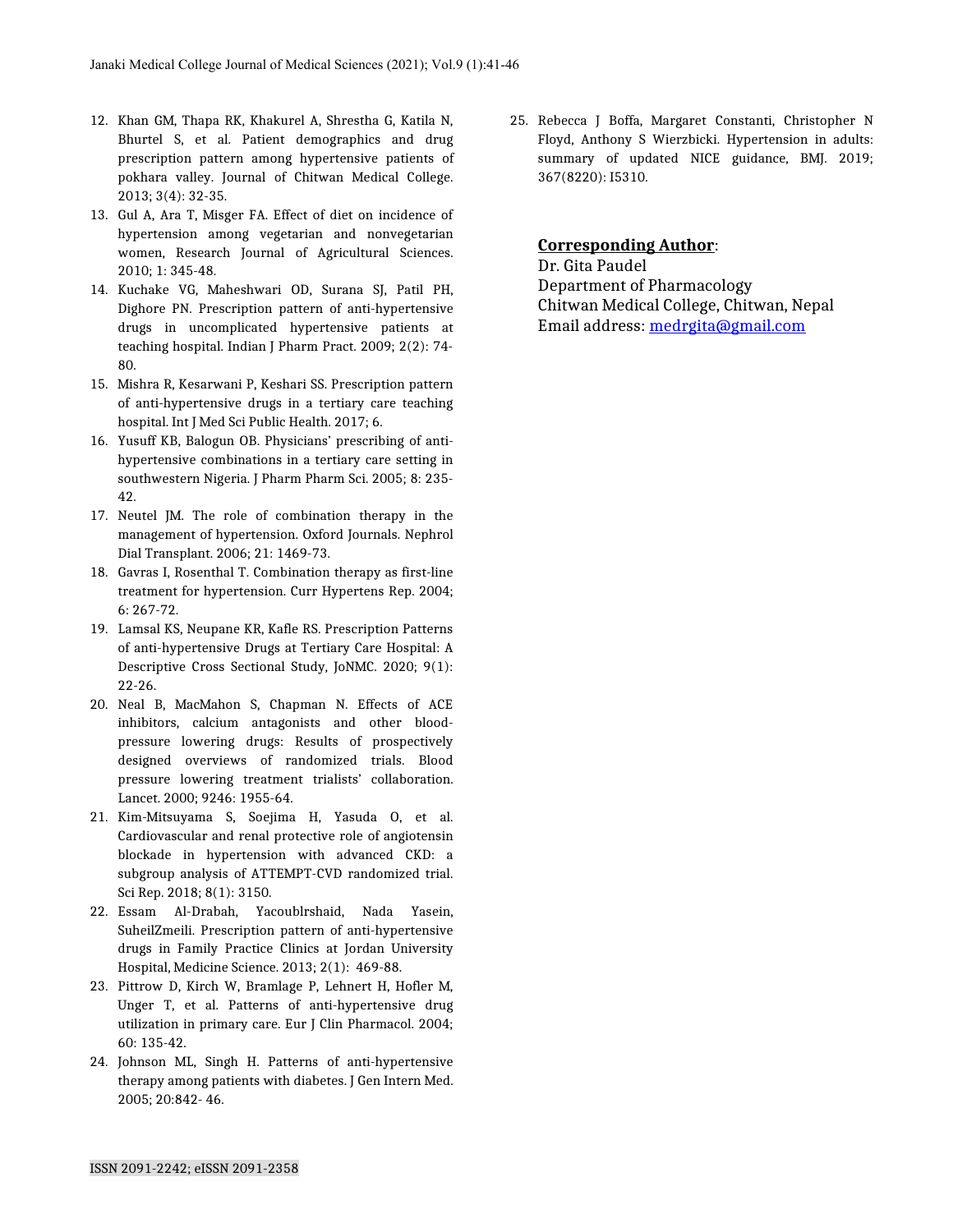12. Khan GM, Thapa RK, Khakurel A, Shrestha G, Katila N, Bhurtel S, et al. Patient demographics and drug prescription pattern among hypertensive patients of pokhara valley. Journal of Chitwan Medical College. 2013; 3(4): 32-35.
13. Gul A, Ara T, Misger FA. Effect of diet on incidence of hypertension among vegetarian and nonvegetarian women, Research Journal of Agricultural Sciences. 2010; 1: 345-48.
14. Kuchake VG, Maheshwari OD, Surana SJ, Patil PH, Dighore PN. Prescription pattern of anti-hypertensive drugs in uncomplicated hypertensive patients at teaching hospital. Indian J Pharm Pract. 2009; 2(2): 74-80.
15. Mishra R, Kesarwani P, Keshari SS. Prescription pattern of anti-hypertensive drugs in a tertiary care teaching hospital. Int J Med Sci Public Health. 2017; 6.
16. Yusuff KB, Balogun OB. Physicians' prescribing of anti-hypertensive combinations in a tertiary care setting in southwestern Nigeria. J Pharm Pharm Sci. 2005; 8: 235-42.
17. Neutel JM. The role of combination therapy in the management of hypertension. Oxford Journals. Nephrol Dial Transplant. 2006; 21: 1469-73.
18. Gavras I, Rosenthal T. Combination therapy as first-line treatment for hypertension. Curr Hypertens Rep. 2004; 6: 267-72.
19. Lamsal KS, Neupane KR, Kafle RS. Prescription Patterns of anti-hypertensive Drugs at Tertiary Care Hospital: A Descriptive Cross Sectional Study, JoNMC. 2020; 9(1): 22-26.
20. Neal B, MacMahon S, Chapman N. Effects of ACE inhibitors, calcium antagonists and other blood-pressure lowering drugs: Results of prospectively designed overviews of randomized trials. Blood pressure lowering treatment trialists' collaboration. Lancet. 2000; 9246: 1955-64.
21. Kim-Mitsuyama S, Soejima H, Yasuda O, et al. Cardiovascular and renal protective role of angiotensin blockade in hypertension with advanced CKD: a subgroup analysis of ATTEMPT-CVD randomized trial. Sci Rep. 2018; 8(1): 3150.
22. Essam Al-Drabah, YacoubIrshaid, Nada Yasein, SuheilZmeili. Prescription pattern of anti-hypertensive drugs in Family Practice Clinics at Jordan University Hospital, Medicine Science. 2013; 2(1): 469-88.
23. Pittrow D, Kirch W, Bramlage P, Lehnert H, Hofler M, Unger T, et al. Patterns of anti-hypertensive drug utilization in primary care. Eur J Clin Pharmacol. 2004; 60: 135-42.
24. Johnson ML, Singh H. Patterns of anti-hypertensive therapy among patients with diabetes. J Gen Intern Med. 2005; 20:842- 46.
25. Rebecca J Boffa, Margaret Constanti, Christopher N Floyd, Anthony S Wierzbicki. Hypertension in adults: summary of updated NICE guidance, BMJ. 2019; 367(8220): I5310.

**Corresponding Author**:
Dr. Gita Paudel
Department of Pharmacology
Chitwan Medical College, Chitwan, Nepal
Email address: medrgita@gmail.com